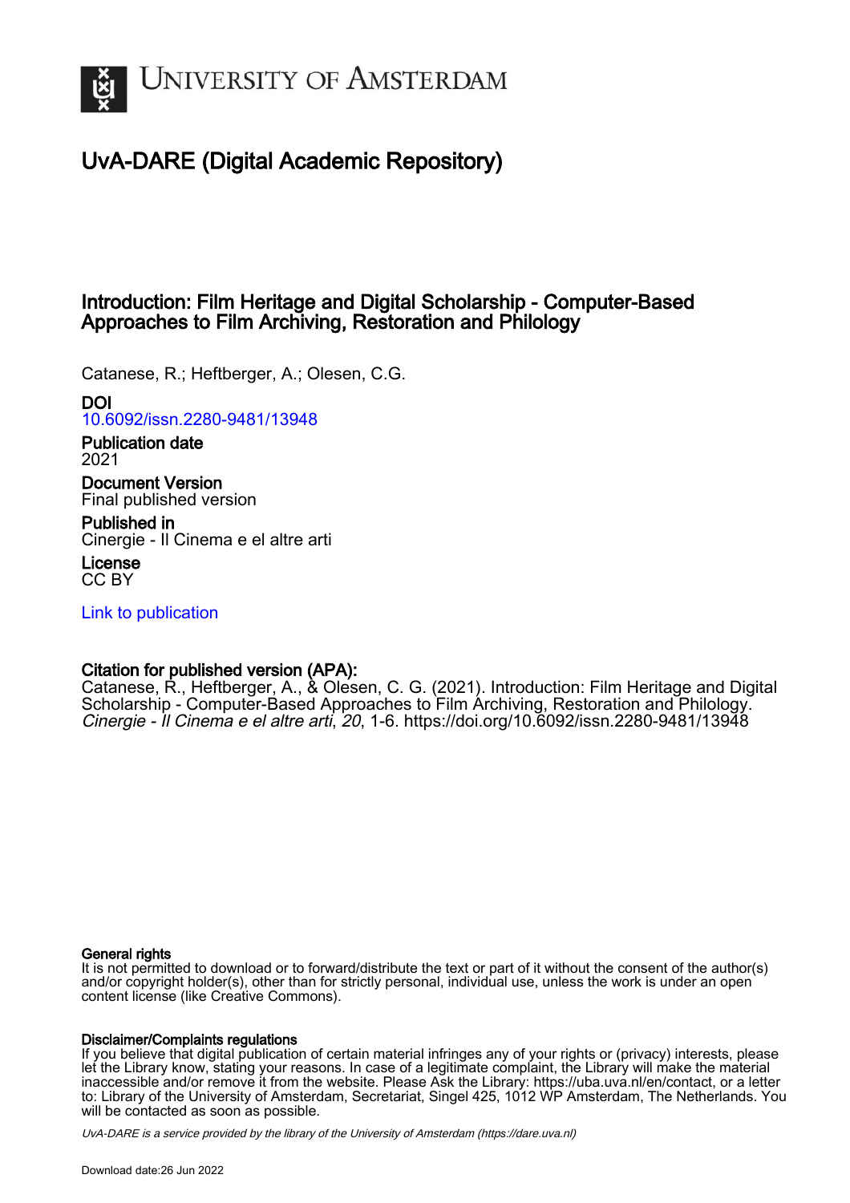# University of Amsterdam

## UvA-DARE (Digital Academic Repository)

### Introduction: Film Heritage and Digital Scholarship - Computer-Based Approaches to Film Archiving, Restoration and Philology

Catanese, R.; Heftberger, A.; Olesen, C.G.

**DOI**
10.6092/issn.2280-9481/13948

**Publication date**
2021

**Document Version**
Final published version

**Published in**
Cinergie - Il Cinema e el altre arti

**License**
CC BY

Link to publication

**Citation for published version (APA):**
Catanese, R., Heftberger, A., & Olesen, C. G. (2021). Introduction: Film Heritage and Digital Scholarship - Computer-Based Approaches to Film Archiving, Restoration and Philology. *Cinergie - Il Cinema e el altre arti*, *20*, 1-6. https://doi.org/10.6092/issn.2280-9481/13948

**General rights**
It is not permitted to download or to forward/distribute the text or part of it without the consent of the author(s) and/or copyright holder(s), other than for strictly personal, individual use, unless the work is under an open content license (like Creative Commons).

**Disclaimer/Complaints regulations**
If you believe that digital publication of certain material infringes any of your rights or (privacy) interests, please let the Library know, stating your reasons. In case of a legitimate complaint, the Library will make the material inaccessible and/or remove it from the website. Please Ask the Library: https://uba.uva.nl/en/contact, or a letter to: Library of the University of Amsterdam, Secretariat, Singel 425, 1012 WP Amsterdam, The Netherlands. You will be contacted as soon as possible.

UvA-DARE is a service provided by the library of the University of Amsterdam (https://dare.uva.nl)

Download date:26 Jun 2022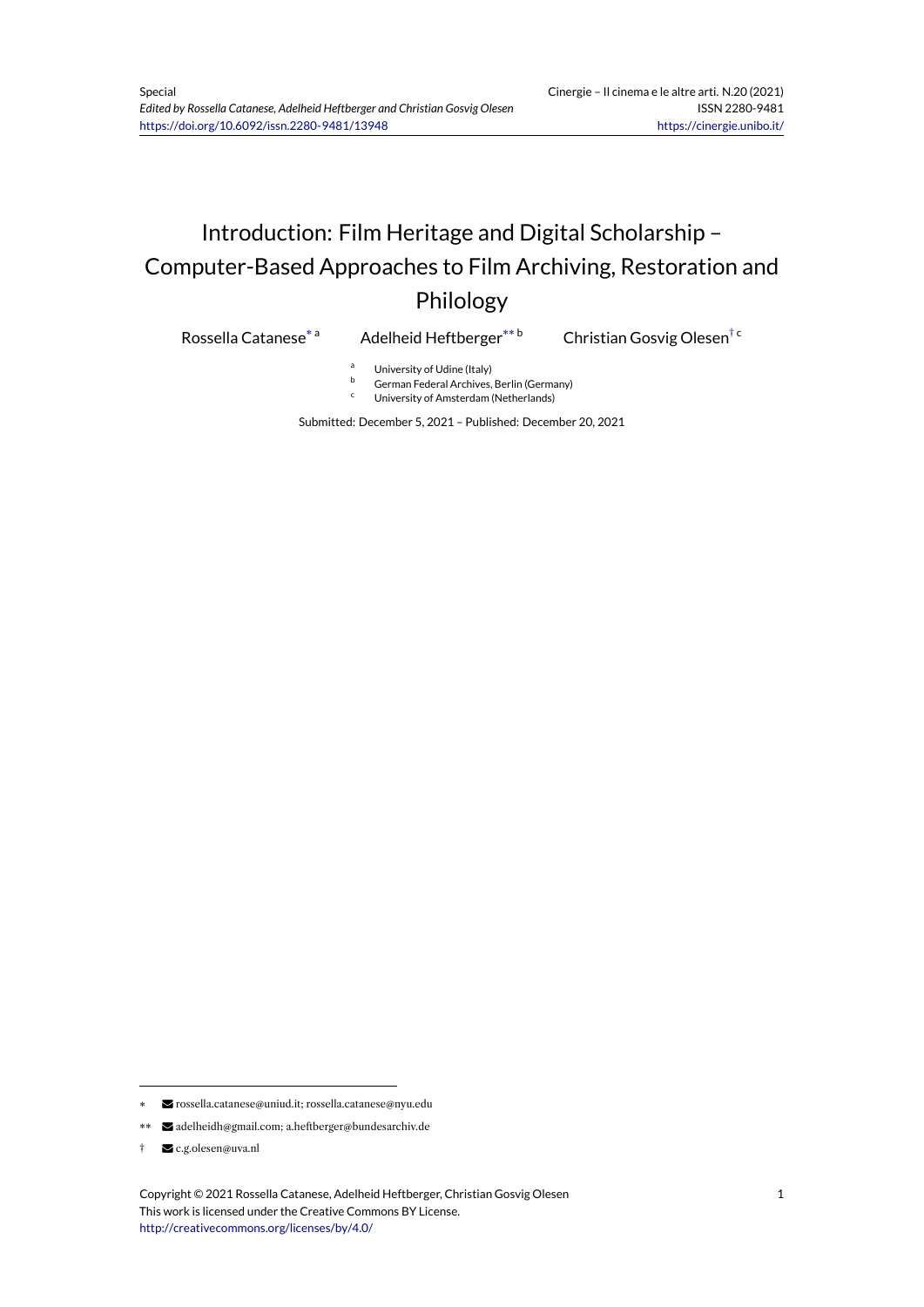# Introduction: Film Heritage and Digital Scholarship – Computer-Based Approaches to Film Archiving, Restoration and Philology

Rossella Catanese[*] [a] Adelheid Heftberger[**] [b] Christian Gosvig Olesen[†] [c]

[a] University of Udine (Italy)
[b] German Federal Archives, Berlin (Germany)
[c] University of Amsterdam (Netherlands)

Submitted: December 5, 2021 – Published: December 20, 2021

---

[*] rossella.catanese@uniud.it; rossella.catanese@nyu.edu

[**] adelheidh@gmail.com; a.heftberger@bundesarchiv.de

[†] c.g.olesen@uva.nl

Copyright © 2021 Rossella Catanese, Adelheid Heftberger, Christian Gosvig Olesen
This work is licensed under the Creative Commons BY License.
http://creativecommons.org/licenses/by/4.0/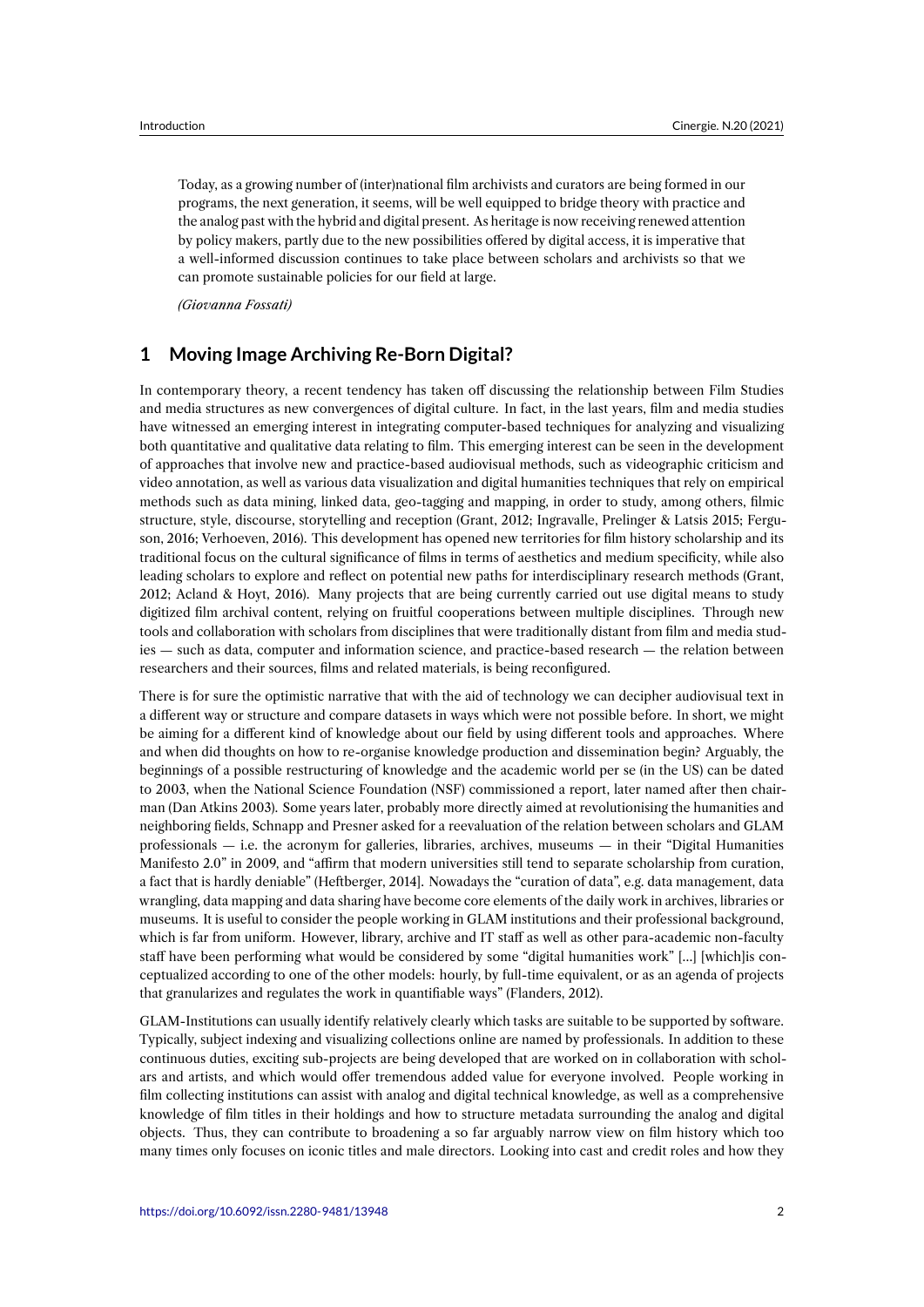Today, as a growing number of (inter)national film archivists and curators are being formed in our programs, the next generation, it seems, will be well equipped to bridge theory with practice and the analog past with the hybrid and digital present. As heritage is now receiving renewed attention by policy makers, partly due to the new possibilities offered by digital access, it is imperative that a well-informed discussion continues to take place between scholars and archivists so that we can promote sustainable policies for our field at large.

*(Giovanna Fossati)*

## 1 Moving Image Archiving Re-Born Digital?

In contemporary theory, a recent tendency has taken off discussing the relationship between Film Studies and media structures as new convergences of digital culture. In fact, in the last years, film and media studies have witnessed an emerging interest in integrating computer-based techniques for analyzing and visualizing both quantitative and qualitative data relating to film. This emerging interest can be seen in the development of approaches that involve new and practice-based audiovisual methods, such as videographic criticism and video annotation, as well as various data visualization and digital humanities techniques that rely on empirical methods such as data mining, linked data, geo-tagging and mapping, in order to study, among others, filmic structure, style, discourse, storytelling and reception (Grant, 2012; Ingravalle, Prelinger & Latsis 2015; Ferguson, 2016; Verhoeven, 2016). This development has opened new territories for film history scholarship and its traditional focus on the cultural significance of films in terms of aesthetics and medium specificity, while also leading scholars to explore and reflect on potential new paths for interdisciplinary research methods (Grant, 2012; Acland & Hoyt, 2016). Many projects that are being currently carried out use digital means to study digitized film archival content, relying on fruitful cooperations between multiple disciplines. Through new tools and collaboration with scholars from disciplines that were traditionally distant from film and media studies — such as data, computer and information science, and practice-based research — the relation between researchers and their sources, films and related materials, is being reconfigured.

There is for sure the optimistic narrative that with the aid of technology we can decipher audiovisual text in a different way or structure and compare datasets in ways which were not possible before. In short, we might be aiming for a different kind of knowledge about our field by using different tools and approaches. Where and when did thoughts on how to re-organise knowledge production and dissemination begin? Arguably, the beginnings of a possible restructuring of knowledge and the academic world per se (in the US) can be dated to 2003, when the National Science Foundation (NSF) commissioned a report, later named after then chairman (Dan Atkins 2003). Some years later, probably more directly aimed at revolutionising the humanities and neighboring fields, Schnapp and Presner asked for a reevaluation of the relation between scholars and GLAM professionals — i.e. the acronym for galleries, libraries, archives, museums — in their "Digital Humanities Manifesto 2.0" in 2009, and "affirm that modern universities still tend to separate scholarship from curation, a fact that is hardly deniable" (Heftberger, 2014]. Nowadays the "curation of data", e.g. data management, data wrangling, data mapping and data sharing have become core elements of the daily work in archives, libraries or museums. It is useful to consider the people working in GLAM institutions and their professional background, which is far from uniform. However, library, archive and IT staff as well as other para-academic non-faculty staff have been performing what would be considered by some "digital humanities work" [...] [which]is conceptualized according to one of the other models: hourly, by full-time equivalent, or as an agenda of projects that granularizes and regulates the work in quantifiable ways" (Flanders, 2012).

GLAM-Institutions can usually identify relatively clearly which tasks are suitable to be supported by software. Typically, subject indexing and visualizing collections online are named by professionals. In addition to these continuous duties, exciting sub-projects are being developed that are worked on in collaboration with scholars and artists, and which would offer tremendous added value for everyone involved. People working in film collecting institutions can assist with analog and digital technical knowledge, as well as a comprehensive knowledge of film titles in their holdings and how to structure metadata surrounding the analog and digital objects. Thus, they can contribute to broadening a so far arguably narrow view on film history which too many times only focuses on iconic titles and male directors. Looking into cast and credit roles and how they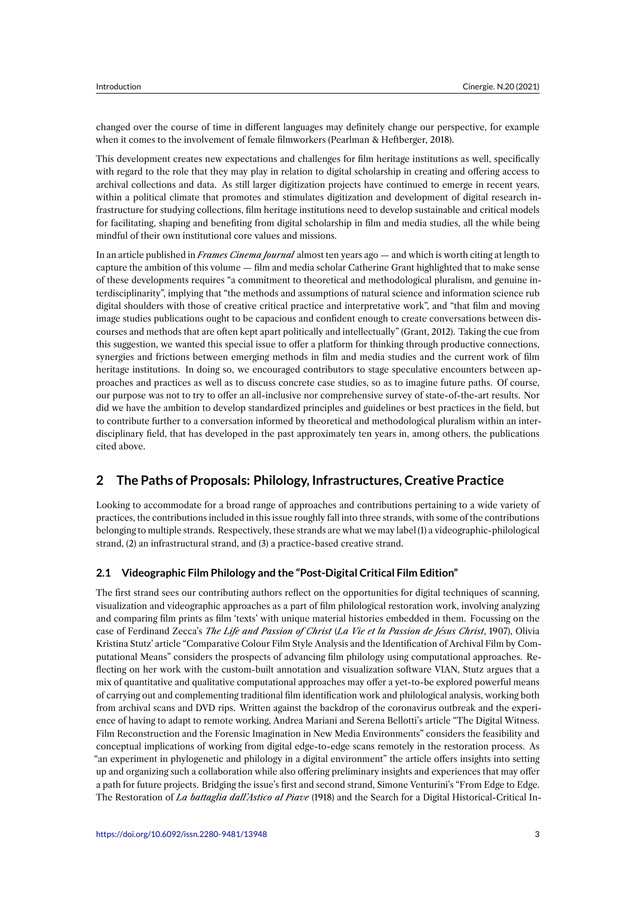changed over the course of time in different languages may definitely change our perspective, for example when it comes to the involvement of female filmworkers (Pearlman & Heftberger, 2018).

This development creates new expectations and challenges for film heritage institutions as well, specifically with regard to the role that they may play in relation to digital scholarship in creating and offering access to archival collections and data. As still larger digitization projects have continued to emerge in recent years, within a political climate that promotes and stimulates digitization and development of digital research infrastructure for studying collections, film heritage institutions need to develop sustainable and critical models for facilitating, shaping and benefiting from digital scholarship in film and media studies, all the while being mindful of their own institutional core values and missions.

In an article published in *Frames Cinema Journal* almost ten years ago — and which is worth citing at length to capture the ambition of this volume — film and media scholar Catherine Grant highlighted that to make sense of these developments requires "a commitment to theoretical and methodological pluralism, and genuine interdisciplinarity", implying that "the methods and assumptions of natural science and information science rub digital shoulders with those of creative critical practice and interpretative work", and "that film and moving image studies publications ought to be capacious and confident enough to create conversations between discourses and methods that are often kept apart politically and intellectually" (Grant, 2012). Taking the cue from this suggestion, we wanted this special issue to offer a platform for thinking through productive connections, synergies and frictions between emerging methods in film and media studies and the current work of film heritage institutions. In doing so, we encouraged contributors to stage speculative encounters between approaches and practices as well as to discuss concrete case studies, so as to imagine future paths. Of course, our purpose was not to try to offer an all-inclusive nor comprehensive survey of state-of-the-art results. Nor did we have the ambition to develop standardized principles and guidelines or best practices in the field, but to contribute further to a conversation informed by theoretical and methodological pluralism within an interdisciplinary field, that has developed in the past approximately ten years in, among others, the publications cited above.

## 2 The Paths of Proposals: Philology, Infrastructures, Creative Practice

Looking to accommodate for a broad range of approaches and contributions pertaining to a wide variety of practices, the contributions included in this issue roughly fall into three strands, with some of the contributions belonging to multiple strands. Respectively, these strands are what we may label (1) a videographic-philological strand, (2) an infrastructural strand, and (3) a practice-based creative strand.

### 2.1 Videographic Film Philology and the "Post-Digital Critical Film Edition"

The first strand sees our contributing authors reflect on the opportunities for digital techniques of scanning, visualization and videographic approaches as a part of film philological restoration work, involving analyzing and comparing film prints as film 'texts' with unique material histories embedded in them. Focussing on the case of Ferdinand Zecca's *The Life and Passion of Christ* (*La Vie et la Passion de Jésus Christ*, 1907), Olivia Kristina Stutz' article "Comparative Colour Film Style Analysis and the Identification of Archival Film by Computational Means" considers the prospects of advancing film philology using computational approaches. Reflecting on her work with the custom-built annotation and visualization software VIAN, Stutz argues that a mix of quantitative and qualitative computational approaches may offer a yet-to-be explored powerful means of carrying out and complementing traditional film identification work and philological analysis, working both from archival scans and DVD rips. Written against the backdrop of the coronavirus outbreak and the experience of having to adapt to remote working, Andrea Mariani and Serena Bellotti's article "The Digital Witness. Film Reconstruction and the Forensic Imagination in New Media Environments" considers the feasibility and conceptual implications of working from digital edge-to-edge scans remotely in the restoration process. As "an experiment in phylogenetic and philology in a digital environment" the article offers insights into setting up and organizing such a collaboration while also offering preliminary insights and experiences that may offer a path for future projects. Bridging the issue's first and second strand, Simone Venturini's "From Edge to Edge. The Restoration of *La battaglia dall'Astico al Piave* (1918) and the Search for a Digital Historical-Critical In-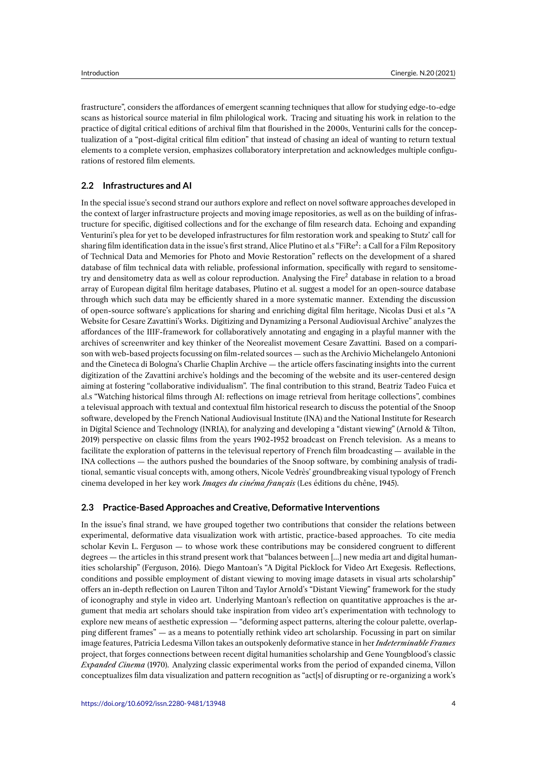frastructure", considers the affordances of emergent scanning techniques that allow for studying edge-to-edge scans as historical source material in film philological work. Tracing and situating his work in relation to the practice of digital critical editions of archival film that flourished in the 2000s, Venturini calls for the conceptualization of a "post-digital critical film edition" that instead of chasing an ideal of wanting to return textual elements to a complete version, emphasizes collaboratory interpretation and acknowledges multiple configurations of restored film elements.

## 2.2 Infrastructures and AI

In the special issue's second strand our authors explore and reflect on novel software approaches developed in the context of larger infrastructure projects and moving image repositories, as well as on the building of infrastructure for specific, digitised collections and for the exchange of film research data. Echoing and expanding Venturini's plea for yet to be developed infrastructures for film restoration work and speaking to Stutz' call for sharing film identification data in the issue's first strand, Alice Plutino et al.s "FiRe$^2$: a Call for a Film Repository of Technical Data and Memories for Photo and Movie Restoration" reflects on the development of a shared database of film technical data with reliable, professional information, specifically with regard to sensitometry and densitometry data as well as colour reproduction. Analysing the Fire$^2$ database in relation to a broad array of European digital film heritage databases, Plutino et al. suggest a model for an open-source database through which such data may be efficiently shared in a more systematic manner. Extending the discussion of open-source software's applications for sharing and enriching digital film heritage, Nicolas Dusi et al.s "A Website for Cesare Zavattini's Works. Digitizing and Dynamizing a Personal Audiovisual Archive" analyzes the affordances of the IIIF-framework for collaboratively annotating and engaging in a playful manner with the archives of screenwriter and key thinker of the Neorealist movement Cesare Zavattini. Based on a comparison with web-based projects focussing on film-related sources — such as the Archivio Michelangelo Antonioni and the Cineteca di Bologna's Charlie Chaplin Archive — the article offers fascinating insights into the current digitization of the Zavattini archive's holdings and the becoming of the website and its user-centered design aiming at fostering "collaborative individualism". The final contribution to this strand, Beatriz Tadeo Fuica et al.s "Watching historical films through AI: reflections on image retrieval from heritage collections", combines a televisual approach with textual and contextual film historical research to discuss the potential of the Snoop software, developed by the French National Audiovisual Institute (INA) and the National Institute for Research in Digital Science and Technology (INRIA), for analyzing and developing a "distant viewing" (Arnold & Tilton, 2019) perspective on classic films from the years 1902-1952 broadcast on French television. As a means to facilitate the exploration of patterns in the televisual repertory of French film broadcasting — available in the INA collections — the authors pushed the boundaries of the Snoop software, by combining analysis of traditional, semantic visual concepts with, among others, Nicole Vedrès' groundbreaking visual typology of French cinema developed in her key work *Images du cinéma français* (Les éditions du chêne, 1945).

## 2.3 Practice-Based Approaches and Creative, Deformative Interventions

In the issue's final strand, we have grouped together two contributions that consider the relations between experimental, deformative data visualization work with artistic, practice-based approaches. To cite media scholar Kevin L. Ferguson — to whose work these contributions may be considered congruent to different degrees — the articles in this strand present work that "balances between [...] new media art and digital humanities scholarship" (Ferguson, 2016). Diego Mantoan's "A Digital Picklock for Video Art Exegesis. Reflections, conditions and possible employment of distant viewing to moving image datasets in visual arts scholarship" offers an in-depth reflection on Lauren Tilton and Taylor Arnold's "Distant Viewing" framework for the study of iconography and style in video art. Underlying Mantoan's reflection on quantitative approaches is the argument that media art scholars should take inspiration from video art's experimentation with technology to explore new means of aesthetic expression — "deforming aspect patterns, altering the colour palette, overlapping different frames" — as a means to potentially rethink video art scholarship. Focussing in part on similar image features, Patricia Ledesma Villon takes an outspokenly deformative stance in her *Indeterminable Frames* project, that forges connections between recent digital humanities scholarship and Gene Youngblood's classic *Expanded Cinema* (1970). Analyzing classic experimental works from the period of expanded cinema, Villon conceptualizes film data visualization and pattern recognition as "act[s] of disrupting or re-organizing a work's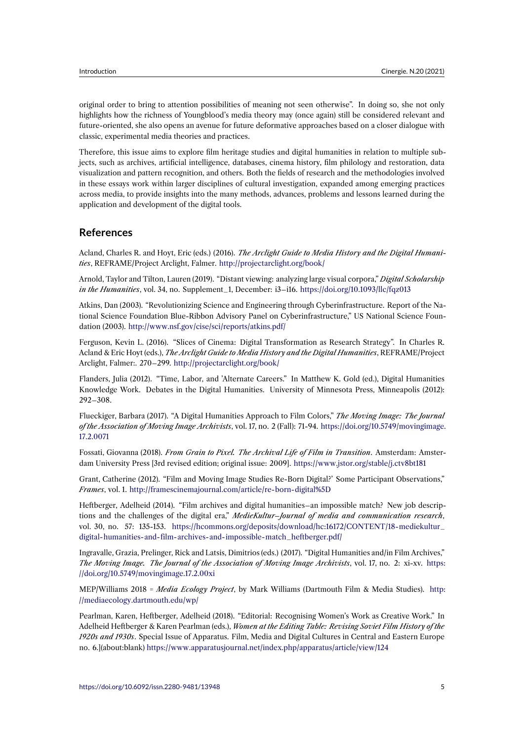original order to bring to attention possibilities of meaning not seen otherwise". In doing so, she not only highlights how the richness of Youngblood's media theory may (once again) still be considered relevant and future-oriented, she also opens an avenue for future deformative approaches based on a closer dialogue with classic, experimental media theories and practices.

Therefore, this issue aims to explore film heritage studies and digital humanities in relation to multiple subjects, such as archives, artificial intelligence, databases, cinema history, film philology and restoration, data visualization and pattern recognition, and others. Both the fields of research and the methodologies involved in these essays work within larger disciplines of cultural investigation, expanded among emerging practices across media, to provide insights into the many methods, advances, problems and lessons learned during the application and development of the digital tools.

## References

Acland, Charles R. and Hoyt, Eric (eds.) (2016). *The Arclight Guide to Media History and the Digital Humanities*, REFRAME/Project Arclight, Falmer. http://projectarclight.org/book/

Arnold, Taylor and Tilton, Lauren (2019). "Distant viewing: analyzing large visual corpora," *Digital Scholarship in the Humanities*, vol. 34, no. Supplement_1, December: i3–i16. https://doi.org/10.1093/llc/fqz013

Atkins, Dan (2003). "Revolutionizing Science and Engineering through Cyberinfrastructure. Report of the National Science Foundation Blue-Ribbon Advisory Panel on Cyberinfrastructure," US National Science Foundation (2003). http://www.nsf.gov/cise/sci/reports/atkins.pdf/

Ferguson, Kevin L. (2016). "Slices of Cinema: Digital Transformation as Research Strategy". In Charles R. Acland & Eric Hoyt (eds.), *The Arclight Guide to Media History and the Digital Humanities*, REFRAME/Project Arclight, Falmer:. 270–299. http://projectarclight.org/book/

Flanders, Julia (2012). "Time, Labor, and 'Alternate Careers." In Matthew K. Gold (ed.), Digital Humanities Knowledge Work. Debates in the Digital Humanities. University of Minnesota Press, Minneapolis (2012): 292–308.

Flueckiger, Barbara (2017). "A Digital Humanities Approach to Film Colors," *The Moving Image: The Journal of the Association of Moving Image Archivists*, vol. 17, no. 2 (Fall): 71-94. https://doi.org/10.5749/movingimage.17.2.0071

Fossati, Giovanna (2018). *From Grain to Pixel. The Archival Life of Film in Transition*. Amsterdam: Amsterdam University Press [3rd revised edition; original issue: 2009]. https://www.jstor.org/stable/j.ctv8bt181

Grant, Catherine (2012). "Film and Moving Image Studies Re-Born Digital?' Some Participant Observations," *Frames*, vol. 1. http://framescinemajournal.com/article/re-born-digital%5D

Heftberger, Adelheid (2014). "Film archives and digital humanities–an impossible match? New job descriptions and the challenges of the digital era," *MedieKultur–Journal of media and communication research*, vol. 30, no. 57: 135-153. https://hcommons.org/deposits/download/hc:16172/CONTENT/18-mediekultur_digital-humanities-and-film-archives-and-impossible-match_heftberger.pdf/

Ingravalle, Grazia, Prelinger, Rick and Latsis, Dimitrios (eds.) (2017). "Digital Humanities and/in Film Archives," *The Moving Image. The Journal of the Association of Moving Image Archivists*, vol. 17, no. 2: xi-xv. https://doi.org/10.5749/movingimage.17.2.00xi

MEP/Williams 2018 = *Media Ecology Project*, by Mark Williams (Dartmouth Film & Media Studies). http://mediaecology.dartmouth.edu/wp/

Pearlman, Karen, Heftberger, Adelheid (2018). "Editorial: Recognising Women's Work as Creative Work." In Adelheid Heftberger & Karen Pearlman (eds.), *Women at the Editing Table: Revising Soviet Film History of the 1920s and 1930s*. Special Issue of Apparatus. Film, Media and Digital Cultures in Central and Eastern Europe no. 6.](about:blank) https://www.apparatusjournal.net/index.php/apparatus/article/view/124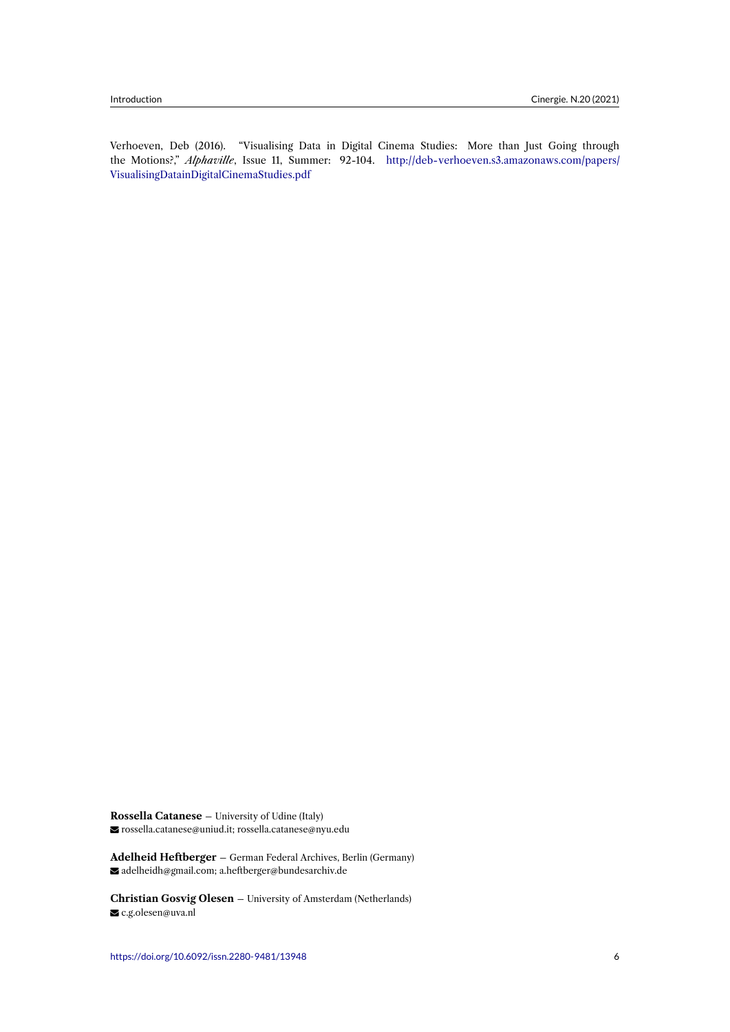Verhoeven, Deb (2016). "Visualising Data in Digital Cinema Studies: More than Just Going through the Motions?," *Alphaville*, Issue 11, Summer: 92-104. http://deb-verhoeven.s3.amazonaws.com/papers/VisualisingDatainDigitalCinemaStudies.pdf

**Rossella Catanese** – University of Udine (Italy)
rossella.catanese@uniud.it; rossella.catanese@nyu.edu

**Adelheid Heftberger** – German Federal Archives, Berlin (Germany)
adelheidh@gmail.com; a.heftberger@bundesarchiv.de

**Christian Gosvig Olesen** – University of Amsterdam (Netherlands)
c.g.olesen@uva.nl

https://doi.org/10.6092/issn.2280-9481/13948